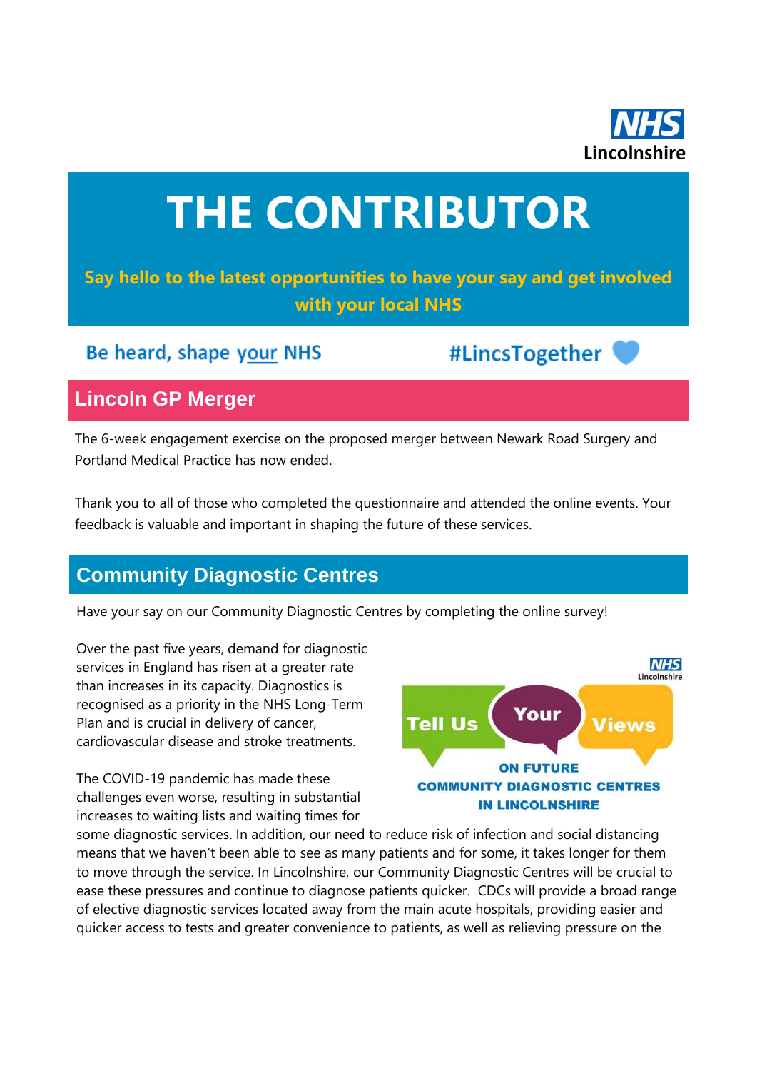NHS Lincolnshire

# THE CONTRIBUTOR

**Say hello to the latest opportunities to have your say and get involved with your local NHS**

Be heard, shape your NHS

#LincsTogether

## Lincoln GP Merger

The 6-week engagement exercise on the proposed merger between Newark Road Surgery and Portland Medical Practice has now ended.

Thank you to all of those who completed the questionnaire and attended the online events. Your feedback is valuable and important in shaping the future of these services.

## Community Diagnostic Centres

Have your say on our Community Diagnostic Centres by completing the online survey!

Tell Us Your Views ON FUTURE COMMUNITY DIAGNOSTIC CENTRES IN LINCOLNSHIRE

Over the past five years, demand for diagnostic services in England has risen at a greater rate than increases in its capacity. Diagnostics is recognised as a priority in the NHS Long-Term Plan and is crucial in delivery of cancer, cardiovascular disease and stroke treatments.

The COVID-19 pandemic has made these challenges even worse, resulting in substantial increases to waiting lists and waiting times for some diagnostic services. In addition, our need to reduce risk of infection and social distancing means that we haven't been able to see as many patients and for some, it takes longer for them to move through the service. In Lincolnshire, our Community Diagnostic Centres will be crucial to ease these pressures and continue to diagnose patients quicker. CDCs will provide a broad range of elective diagnostic services located away from the main acute hospitals, providing easier and quicker access to tests and greater convenience to patients, as well as relieving pressure on the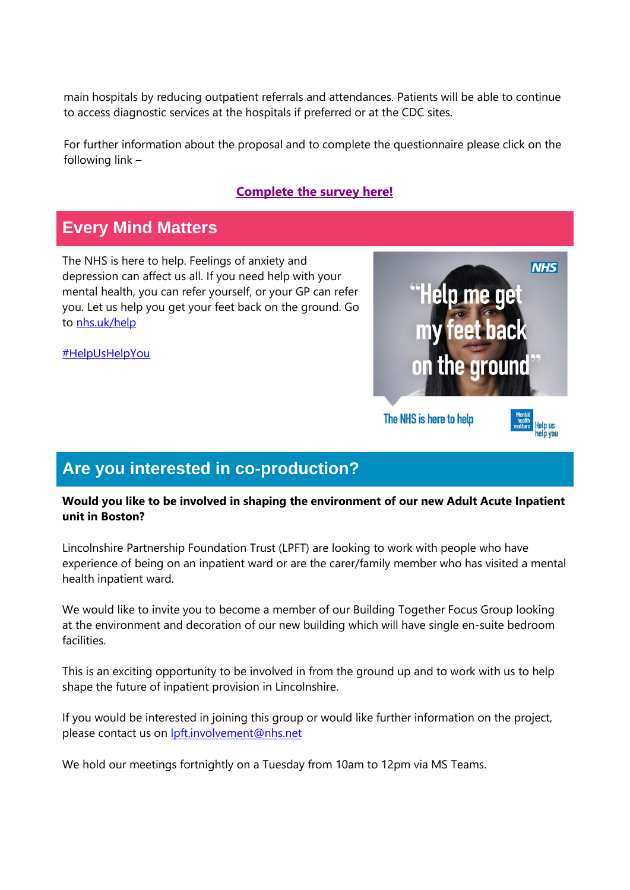main hospitals by reducing outpatient referrals and attendances. Patients will be able to continue to access diagnostic services at the hospitals if preferred or at the CDC sites.

For further information about the proposal and to complete the questionnaire please click on the following link –

**Complete the survey here!**

## Every Mind Matters

The NHS is here to help. Feelings of anxiety and depression can affect us all. If you need help with your mental health, you can refer yourself, or your GP can refer you. Let us help you get your feet back on the ground. Go to nhs.uk/help

#HelpUsHelpYou

## Are you interested in co-production?

**Would you like to be involved in shaping the environment of our new Adult Acute Inpatient unit in Boston?**

Lincolnshire Partnership Foundation Trust (LPFT) are looking to work with people who have experience of being on an inpatient ward or are the carer/family member who has visited a mental health inpatient ward.

We would like to invite you to become a member of our Building Together Focus Group looking at the environment and decoration of our new building which will have single en-suite bedroom facilities.

This is an exciting opportunity to be involved in from the ground up and to work with us to help shape the future of inpatient provision in Lincolnshire.

If you would be interested in joining this group or would like further information on the project, please contact us on lpft.involvement@nhs.net

We hold our meetings fortnightly on a Tuesday from 10am to 12pm via MS Teams.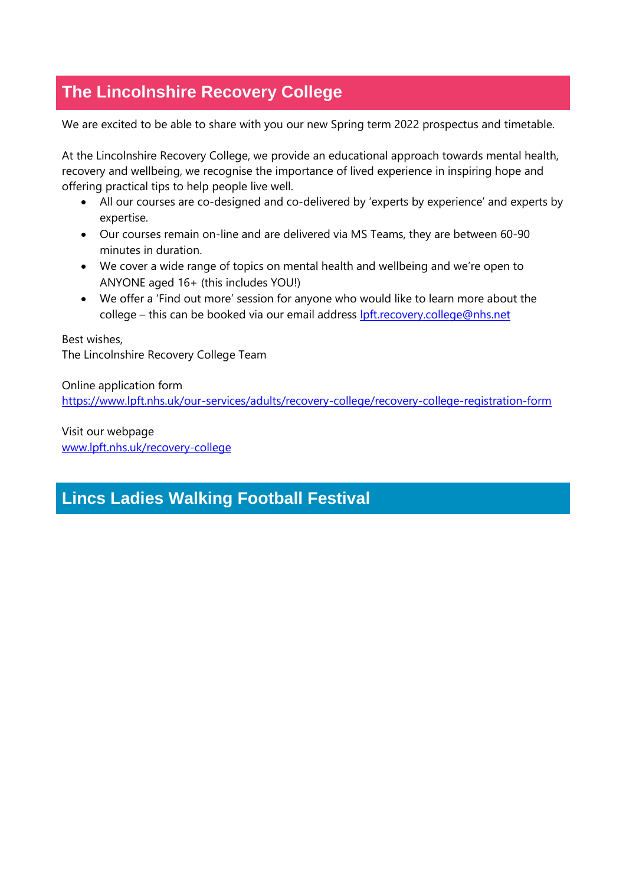## The Lincolnshire Recovery College

We are excited to be able to share with you our new Spring term 2022 prospectus and timetable.

At the Lincolnshire Recovery College, we provide an educational approach towards mental health, recovery and wellbeing, we recognise the importance of lived experience in inspiring hope and offering practical tips to help people live well.

- All our courses are co-designed and co-delivered by 'experts by experience' and experts by expertise.
- Our courses remain on-line and are delivered via MS Teams, they are between 60-90 minutes in duration.
- We cover a wide range of topics on mental health and wellbeing and we're open to ANYONE aged 16+ (this includes YOU!)
- We offer a 'Find out more' session for anyone who would like to learn more about the college – this can be booked via our email address lpft.recovery.college@nhs.net

Best wishes,
The Lincolnshire Recovery College Team

Online application form
https://www.lpft.nhs.uk/our-services/adults/recovery-college/recovery-college-registration-form

Visit our webpage
www.lpft.nhs.uk/recovery-college

## Lincs Ladies Walking Football Festival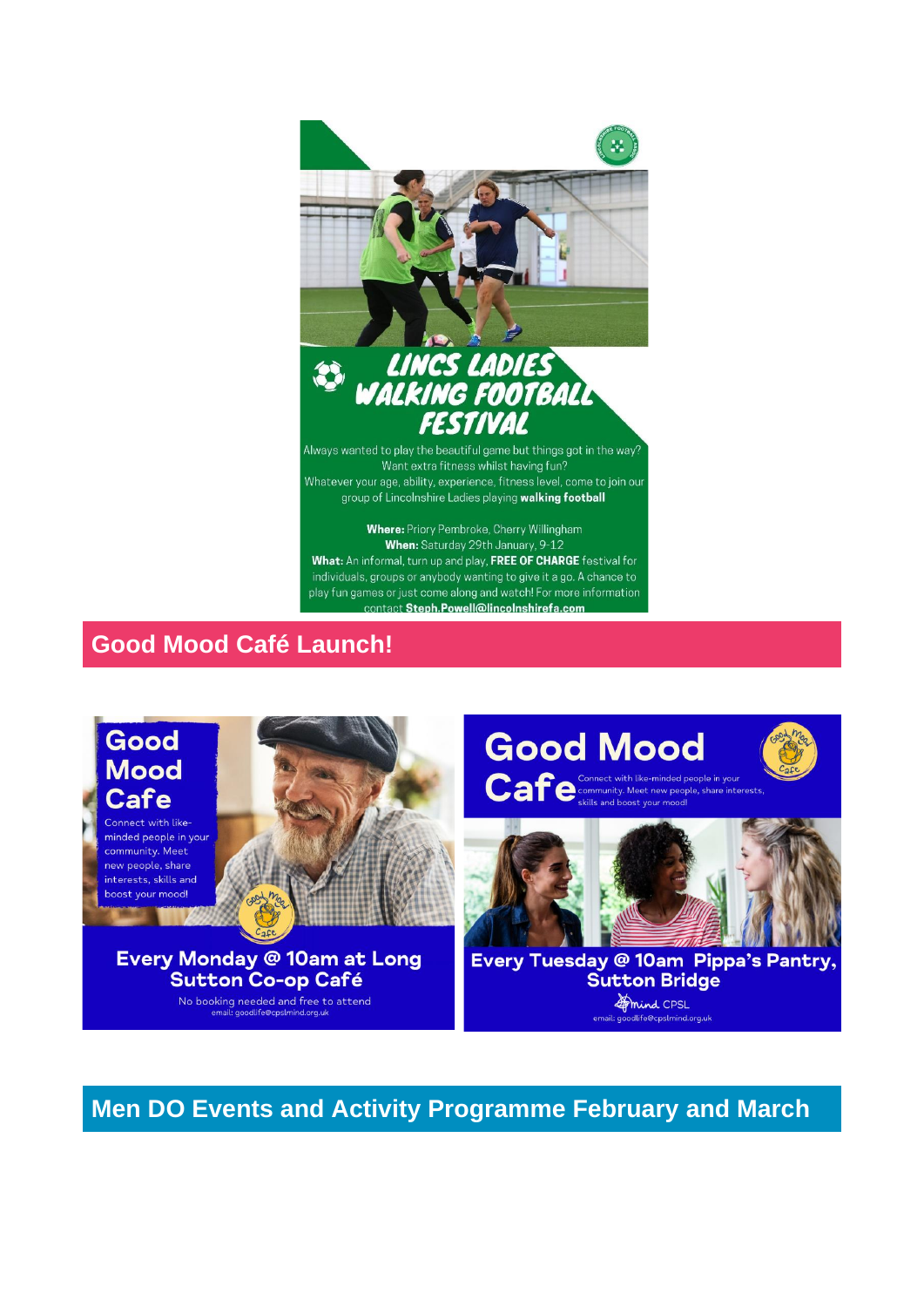## LINCS LADIES WALKING FOOTBALL FESTIVAL

Always wanted to play the beautiful game but things got in the way? Want extra fitness whilst having fun? Whatever your age, ability, experience, fitness level, come to join our group of Lincolnshire Ladies playing **walking football**

**Where:** Priory Pembroke, Cherry Willingham
**When:** Saturday 29th January, 9-12
**What:** An informal, turn up and play, **FREE OF CHARGE** festival for individuals, groups or anybody wanting to give it a go. A chance to play fun games or just come along and watch! For more information contact **Steph.Powell@lincolnshirefa.com**

## Good Mood Café Launch!

**Good Mood Cafe**

Connect with like-minded people in your community. Meet new people, share interests, skills and boost your mood!

**Every Monday @ 10am at Long Sutton Co-op Café**

No booking needed and free to attend
email: goodlife@cpslmind.org.uk

**Good Mood Cafe**

Connect with like-minded people in your community. Meet new people, share interests, skills and boost your mood!

**Every Tuesday @ 10am Pippa's Pantry, Sutton Bridge**

Mind CPSL
email: goodlife@cpslmind.org.uk

## Men DO Events and Activity Programme February and March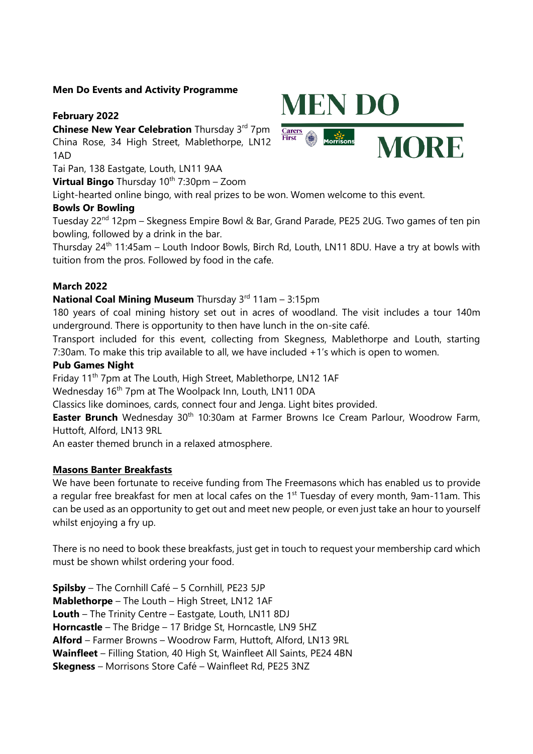**Men Do Events and Activity Programme**

MEN DO MORE

Carers First   Morrisons

**February 2022**

**Chinese New Year Celebration** Thursday 3rd 7pm China Rose, 34 High Street, Mablethorpe, LN12 1AD

Tai Pan, 138 Eastgate, Louth, LN11 9AA

**Virtual Bingo** Thursday 10th 7:30pm – Zoom

Light-hearted online bingo, with real prizes to be won. Women welcome to this event.

**Bowls Or Bowling**

Tuesday 22nd 12pm – Skegness Empire Bowl & Bar, Grand Parade, PE25 2UG. Two games of ten pin bowling, followed by a drink in the bar.

Thursday 24th 11:45am – Louth Indoor Bowls, Birch Rd, Louth, LN11 8DU. Have a try at bowls with tuition from the pros. Followed by food in the cafe.

**March 2022**

**National Coal Mining Museum** Thursday 3rd 11am – 3:15pm

180 years of coal mining history set out in acres of woodland. The visit includes a tour 140m underground. There is opportunity to then have lunch in the on-site café.

Transport included for this event, collecting from Skegness, Mablethorpe and Louth, starting 7:30am. To make this trip available to all, we have included +1's which is open to women.

**Pub Games Night**

Friday 11th 7pm at The Louth, High Street, Mablethorpe, LN12 1AF

Wednesday 16th 7pm at The Woolpack Inn, Louth, LN11 0DA

Classics like dominoes, cards, connect four and Jenga. Light bites provided.

**Easter Brunch** Wednesday 30th 10:30am at Farmer Browns Ice Cream Parlour, Woodrow Farm, Huttoft, Alford, LN13 9RL

An easter themed brunch in a relaxed atmosphere.

**Masons Banter Breakfasts**

We have been fortunate to receive funding from The Freemasons which has enabled us to provide a regular free breakfast for men at local cafes on the 1st Tuesday of every month, 9am-11am. This can be used as an opportunity to get out and meet new people, or even just take an hour to yourself whilst enjoying a fry up.

There is no need to book these breakfasts, just get in touch to request your membership card which must be shown whilst ordering your food.

**Spilsby** – The Cornhill Café – 5 Cornhill, PE23 5JP
**Mablethorpe** – The Louth – High Street, LN12 1AF
**Louth** – The Trinity Centre – Eastgate, Louth, LN11 8DJ
**Horncastle** – The Bridge – 17 Bridge St, Horncastle, LN9 5HZ
**Alford** – Farmer Browns – Woodrow Farm, Huttoft, Alford, LN13 9RL
**Wainfleet** – Filling Station, 40 High St, Wainfleet All Saints, PE24 4BN
**Skegness** – Morrisons Store Café – Wainfleet Rd, PE25 3NZ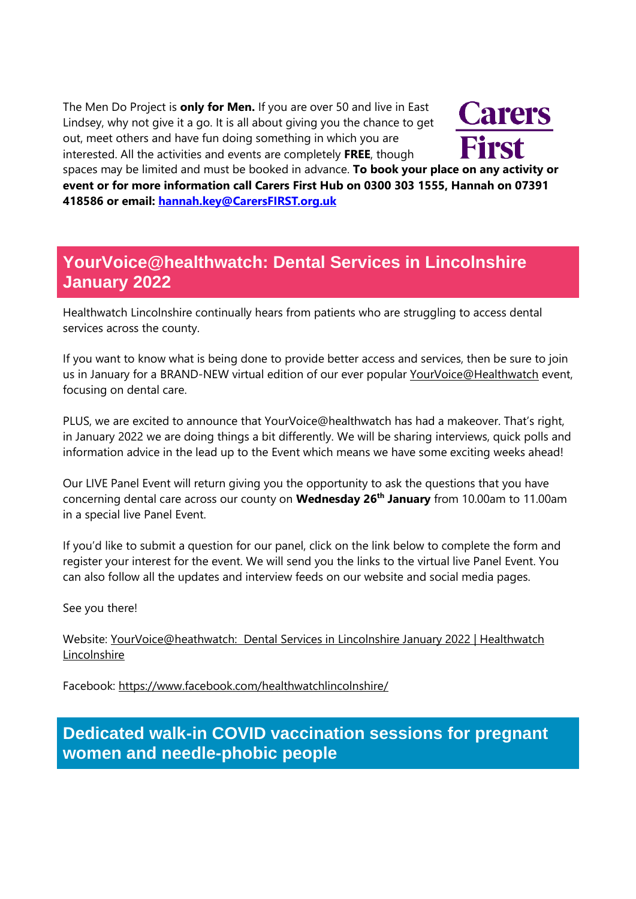The Men Do Project is **only for Men.** If you are over 50 and live in East Lindsey, why not give it a go. It is all about giving you the chance to get out, meet others and have fun doing something in which you are interested. All the activities and events are completely **FREE**, though spaces may be limited and must be booked in advance. **To book your place on any activity or event or for more information call Carers First Hub on 0300 303 1555, Hannah on 07391 418586 or email: [hannah.key@CarersFIRST.org.uk](mailto:hannah.key@CarersFIRST.org.uk)**

Carers First

## YourVoice@healthwatch: Dental Services in Lincolnshire January 2022

Healthwatch Lincolnshire continually hears from patients who are struggling to access dental services across the county.

If you want to know what is being done to provide better access and services, then be sure to join us in January for a BRAND-NEW virtual edition of our ever popular YourVoice@Healthwatch event, focusing on dental care.

PLUS, we are excited to announce that YourVoice@healthwatch has had a makeover. That's right, in January 2022 we are doing things a bit differently. We will be sharing interviews, quick polls and information advice in the lead up to the Event which means we have some exciting weeks ahead!

Our LIVE Panel Event will return giving you the opportunity to ask the questions that you have concerning dental care across our county on **Wednesday 26th January** from 10.00am to 11.00am in a special live Panel Event.

If you'd like to submit a question for our panel, click on the link below to complete the form and register your interest for the event. We will send you the links to the virtual live Panel Event. You can also follow all the updates and interview feeds on our website and social media pages.

See you there!

Website: YourVoice@heathwatch: Dental Services in Lincolnshire January 2022 | Healthwatch Lincolnshire

Facebook: https://www.facebook.com/healthwatchlincolnshire/

## Dedicated walk-in COVID vaccination sessions for pregnant women and needle-phobic people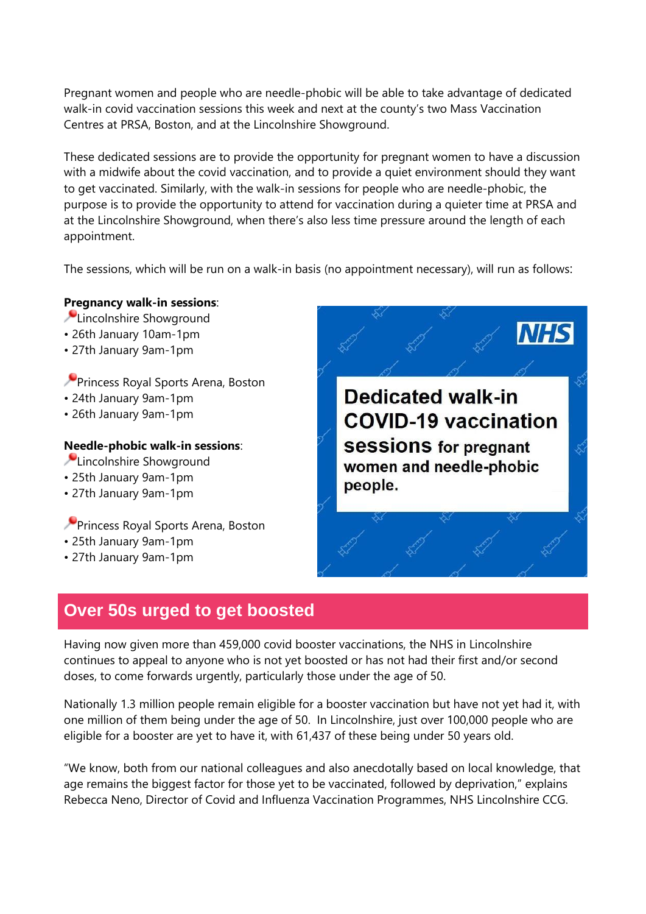Pregnant women and people who are needle-phobic will be able to take advantage of dedicated walk-in covid vaccination sessions this week and next at the county's two Mass Vaccination Centres at PRSA, Boston, and at the Lincolnshire Showground.

These dedicated sessions are to provide the opportunity for pregnant women to have a discussion with a midwife about the covid vaccination, and to provide a quiet environment should they want to get vaccinated. Similarly, with the walk-in sessions for people who are needle-phobic, the purpose is to provide the opportunity to attend for vaccination during a quieter time at PRSA and at the Lincolnshire Showground, when there's also less time pressure around the length of each appointment.

The sessions, which will be run on a walk-in basis (no appointment necessary), will run as follows:

**Pregnancy walk-in sessions**:

📍Lincolnshire Showground
- 26th January 10am-1pm
- 27th January 9am-1pm

📍Princess Royal Sports Arena, Boston
- 24th January 9am-1pm
- 26th January 9am-1pm

**Needle-phobic walk-in sessions**:

📍Lincolnshire Showground
- 25th January 9am-1pm
- 27th January 9am-1pm

📍Princess Royal Sports Arena, Boston
- 25th January 9am-1pm
- 27th January 9am-1pm

NHS

**Dedicated walk-in COVID-19 vaccination sessions for pregnant women and needle-phobic people.**

## Over 50s urged to get boosted

Having now given more than 459,000 covid booster vaccinations, the NHS in Lincolnshire continues to appeal to anyone who is not yet boosted or has not had their first and/or second doses, to come forwards urgently, particularly those under the age of 50.

Nationally 1.3 million people remain eligible for a booster vaccination but have not yet had it, with one million of them being under the age of 50. In Lincolnshire, just over 100,000 people who are eligible for a booster are yet to have it, with 61,437 of these being under 50 years old.

"We know, both from our national colleagues and also anecdotally based on local knowledge, that age remains the biggest factor for those yet to be vaccinated, followed by deprivation," explains Rebecca Neno, Director of Covid and Influenza Vaccination Programmes, NHS Lincolnshire CCG.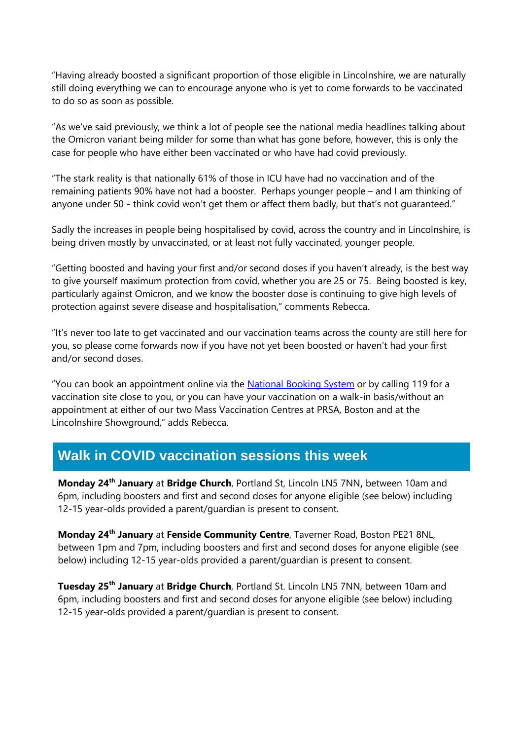"Having already boosted a significant proportion of those eligible in Lincolnshire, we are naturally still doing everything we can to encourage anyone who is yet to come forwards to be vaccinated to do so as soon as possible.

"As we've said previously, we think a lot of people see the national media headlines talking about the Omicron variant being milder for some than what has gone before, however, this is only the case for people who have either been vaccinated or who have had covid previously.

"The stark reality is that nationally 61% of those in ICU have had no vaccination and of the remaining patients 90% have not had a booster. Perhaps younger people – and I am thinking of anyone under 50 - think covid won't get them or affect them badly, but that's not guaranteed."

Sadly the increases in people being hospitalised by covid, across the country and in Lincolnshire, is being driven mostly by unvaccinated, or at least not fully vaccinated, younger people.

"Getting boosted and having your first and/or second doses if you haven't already, is the best way to give yourself maximum protection from covid, whether you are 25 or 75. Being boosted is key, particularly against Omicron, and we know the booster dose is continuing to give high levels of protection against severe disease and hospitalisation," comments Rebecca.

"It's never too late to get vaccinated and our vaccination teams across the county are still here for you, so please come forwards now if you have not yet been boosted or haven't had your first and/or second doses.

"You can book an appointment online via the [National Booking System] or by calling 119 for a vaccination site close to you, or you can have your vaccination on a walk-in basis/without an appointment at either of our two Mass Vaccination Centres at PRSA, Boston and at the Lincolnshire Showground," adds Rebecca.

## Walk in COVID vaccination sessions this week

**Monday 24th January** at **Bridge Church**, Portland St, Lincoln LN5 7NN**,** between 10am and 6pm, including boosters and first and second doses for anyone eligible (see below) including 12-15 year-olds provided a parent/guardian is present to consent.

**Monday 24th January** at **Fenside Community Centre**, Taverner Road, Boston PE21 8NL, between 1pm and 7pm, including boosters and first and second doses for anyone eligible (see below) including 12-15 year-olds provided a parent/guardian is present to consent.

**Tuesday 25th January** at **Bridge Church**, Portland St. Lincoln LN5 7NN, between 10am and 6pm, including boosters and first and second doses for anyone eligible (see below) including 12-15 year-olds provided a parent/guardian is present to consent.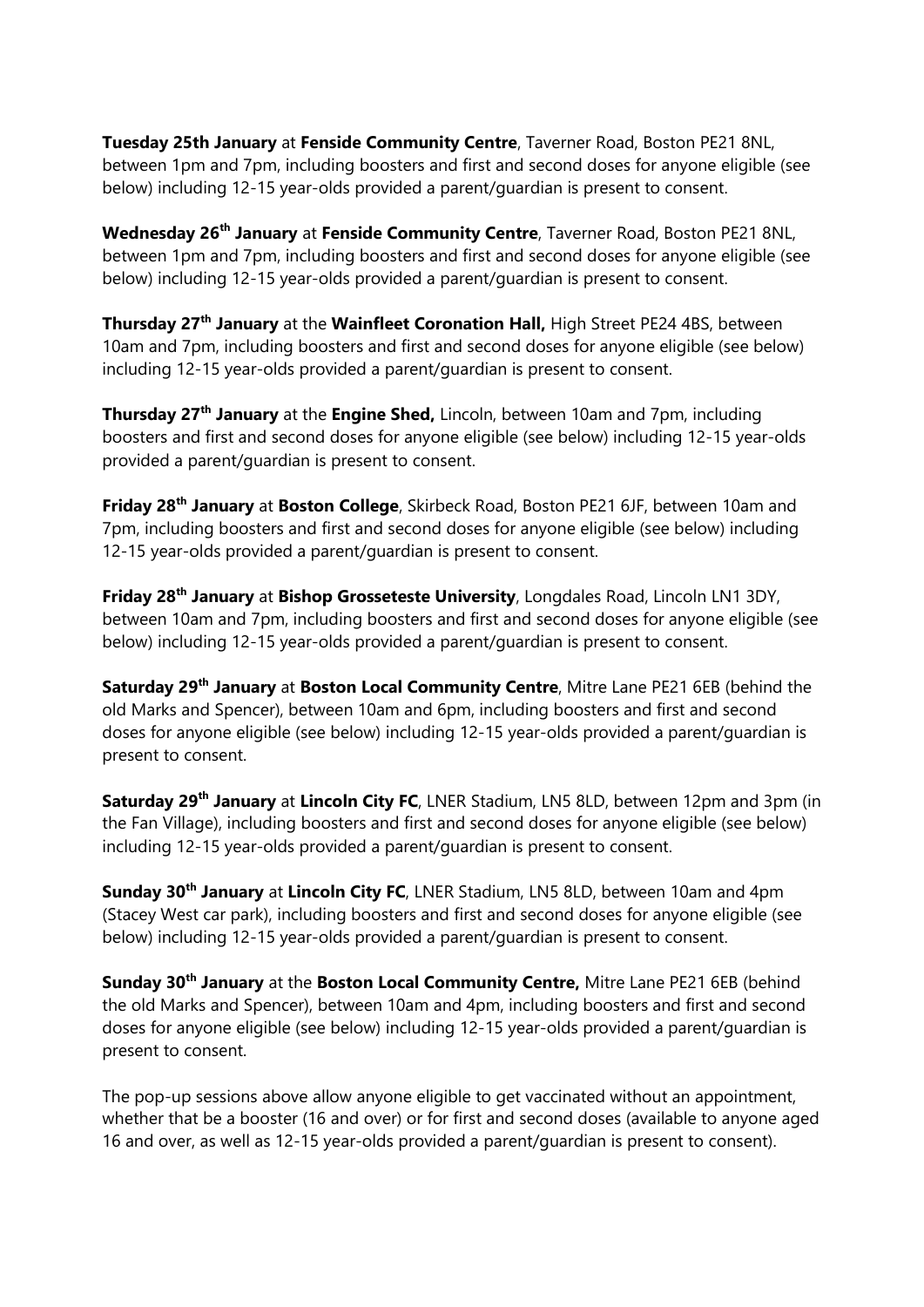**Tuesday 25th January** at **Fenside Community Centre**, Taverner Road, Boston PE21 8NL, between 1pm and 7pm, including boosters and first and second doses for anyone eligible (see below) including 12-15 year-olds provided a parent/guardian is present to consent.

**Wednesday 26th January** at **Fenside Community Centre**, Taverner Road, Boston PE21 8NL, between 1pm and 7pm, including boosters and first and second doses for anyone eligible (see below) including 12-15 year-olds provided a parent/guardian is present to consent.

**Thursday 27th January** at the **Wainfleet Coronation Hall,** High Street PE24 4BS, between 10am and 7pm, including boosters and first and second doses for anyone eligible (see below) including 12-15 year-olds provided a parent/guardian is present to consent.

**Thursday 27th January** at the **Engine Shed,** Lincoln, between 10am and 7pm, including boosters and first and second doses for anyone eligible (see below) including 12-15 year-olds provided a parent/guardian is present to consent.

**Friday 28th January** at **Boston College**, Skirbeck Road, Boston PE21 6JF, between 10am and 7pm, including boosters and first and second doses for anyone eligible (see below) including 12-15 year-olds provided a parent/guardian is present to consent.

**Friday 28th January** at **Bishop Grosseteste University**, Longdales Road, Lincoln LN1 3DY, between 10am and 7pm, including boosters and first and second doses for anyone eligible (see below) including 12-15 year-olds provided a parent/guardian is present to consent.

**Saturday 29th January** at **Boston Local Community Centre**, Mitre Lane PE21 6EB (behind the old Marks and Spencer), between 10am and 6pm, including boosters and first and second doses for anyone eligible (see below) including 12-15 year-olds provided a parent/guardian is present to consent.

**Saturday 29th January** at **Lincoln City FC**, LNER Stadium, LN5 8LD, between 12pm and 3pm (in the Fan Village), including boosters and first and second doses for anyone eligible (see below) including 12-15 year-olds provided a parent/guardian is present to consent.

**Sunday 30th January** at **Lincoln City FC**, LNER Stadium, LN5 8LD, between 10am and 4pm (Stacey West car park), including boosters and first and second doses for anyone eligible (see below) including 12-15 year-olds provided a parent/guardian is present to consent.

**Sunday 30th January** at the **Boston Local Community Centre,** Mitre Lane PE21 6EB (behind the old Marks and Spencer), between 10am and 4pm, including boosters and first and second doses for anyone eligible (see below) including 12-15 year-olds provided a parent/guardian is present to consent.

The pop-up sessions above allow anyone eligible to get vaccinated without an appointment, whether that be a booster (16 and over) or for first and second doses (available to anyone aged 16 and over, as well as 12-15 year-olds provided a parent/guardian is present to consent).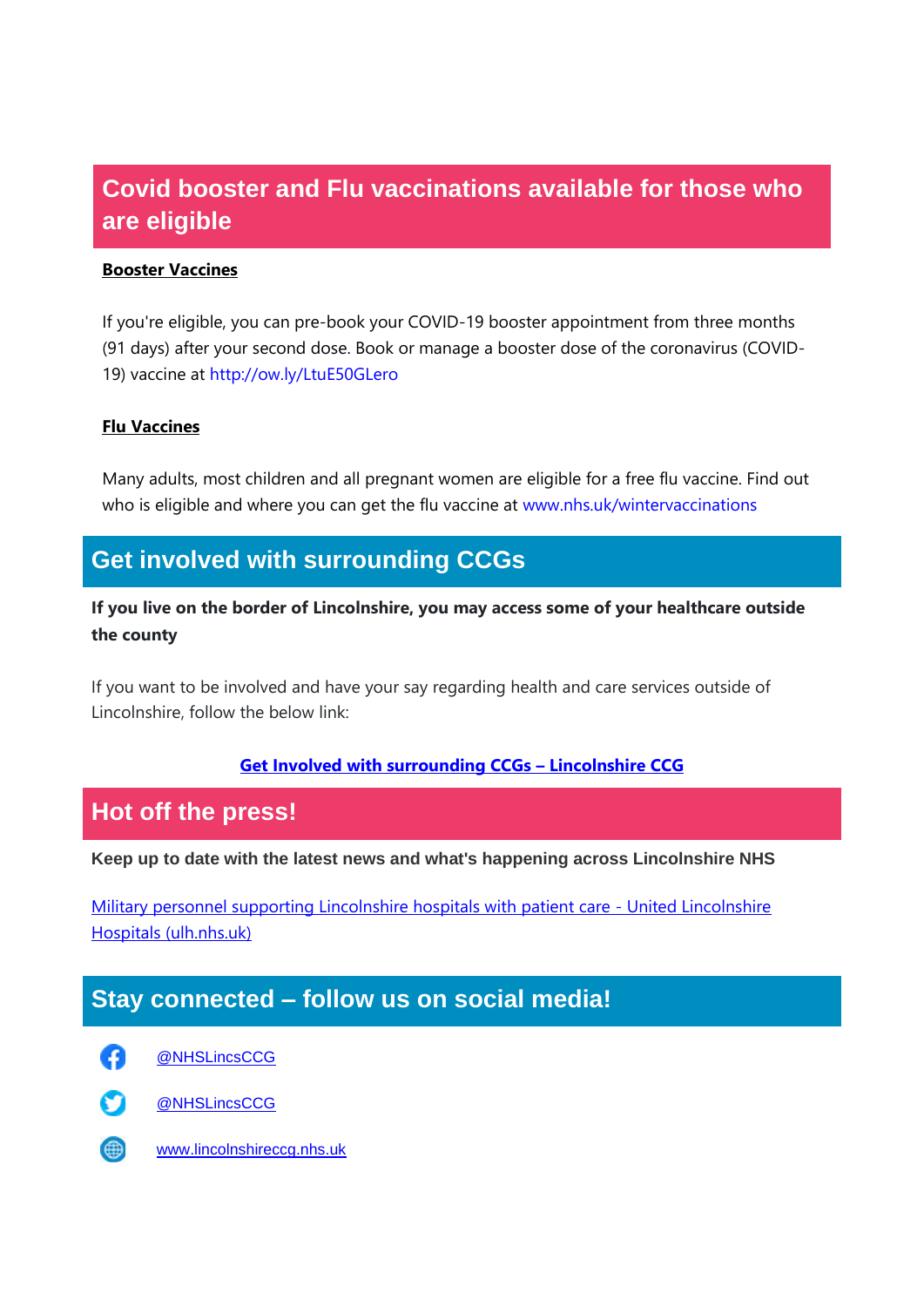## Covid booster and Flu vaccinations available for those who are eligible

**Booster Vaccines**

If you're eligible, you can pre-book your COVID-19 booster appointment from three months (91 days) after your second dose. Book or manage a booster dose of the coronavirus (COVID-19) vaccine at http://ow.ly/LtuE50GLero

**Flu Vaccines**

Many adults, most children and all pregnant women are eligible for a free flu vaccine. Find out who is eligible and where you can get the flu vaccine at www.nhs.uk/wintervaccinations

## Get involved with surrounding CCGs

**If you live on the border of Lincolnshire, you may access some of your healthcare outside the county**

If you want to be involved and have your say regarding health and care services outside of Lincolnshire, follow the below link:

**Get Involved with surrounding CCGs – Lincolnshire CCG**

## Hot off the press!

**Keep up to date with the latest news and what's happening across Lincolnshire NHS**

Military personnel supporting Lincolnshire hospitals with patient care - United Lincolnshire Hospitals (ulh.nhs.uk)

## Stay connected – follow us on social media!

- @NHSLincsCCG
- @NHSLincsCCG
- www.lincolnshireccg.nhs.uk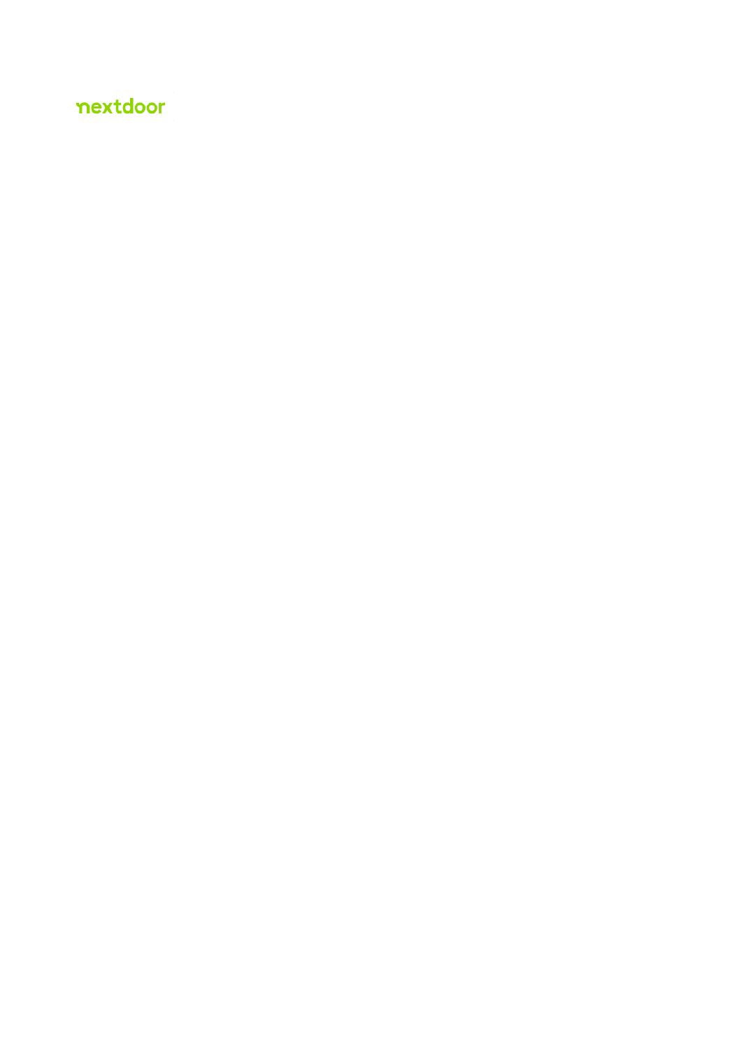nextdoor